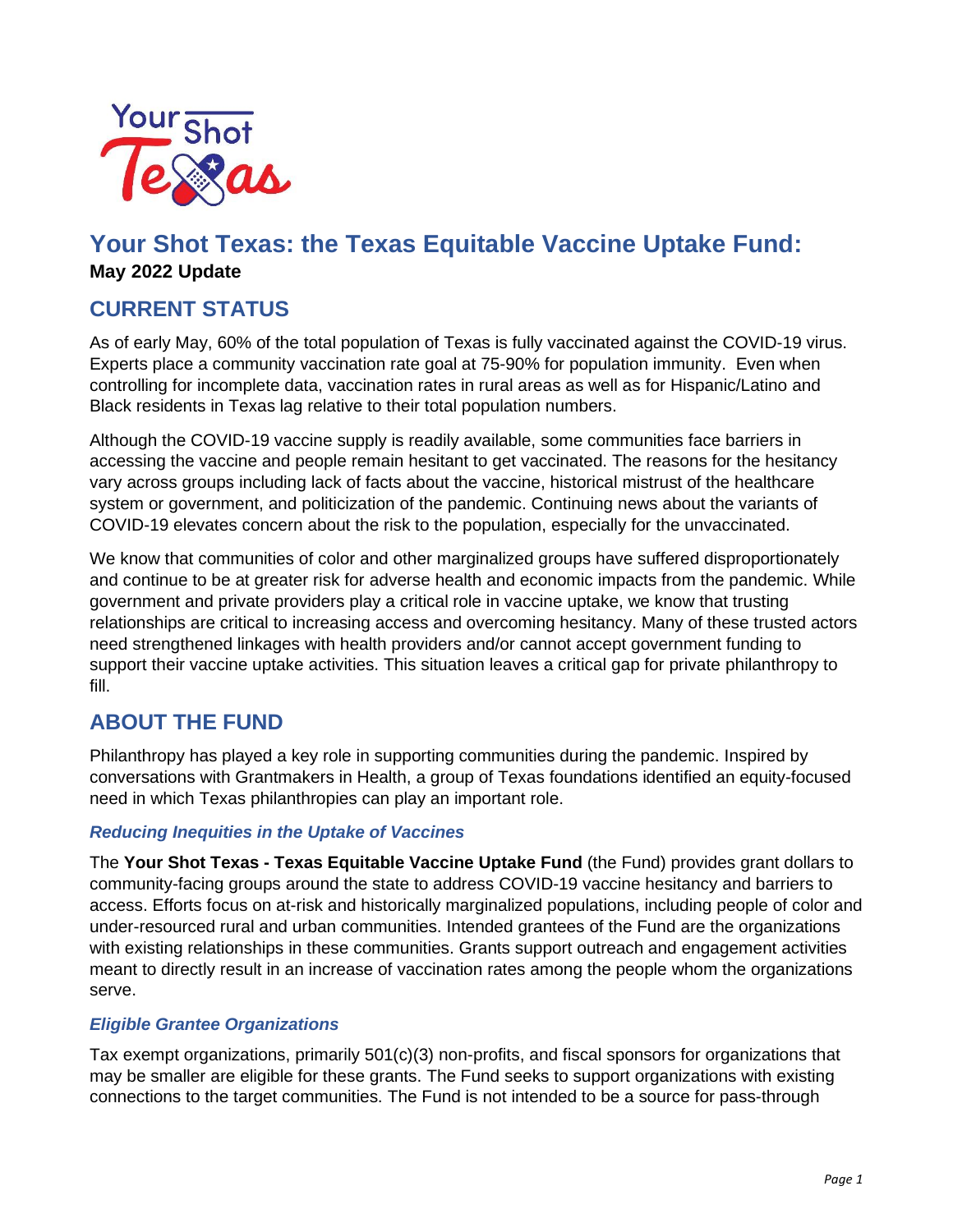# Your Shot Texas: the Texas Equitable Vaccine Uptake Fund:

**May 2022 Update**

## CURRENT STATUS

As of early May, 60% of the total population of Texas is fully vaccinated against the COVID-19 virus. Experts place a community vaccination rate goal at 75-90% for population immunity. Even when controlling for incomplete data, vaccination rates in rural areas as well as for Hispanic/Latino and Black residents in Texas lag relative to their total population numbers.

Although the COVID-19 vaccine supply is readily available, some communities face barriers in accessing the vaccine and people remain hesitant to get vaccinated. The reasons for the hesitancy vary across groups including lack of facts about the vaccine, historical mistrust of the healthcare system or government, and politicization of the pandemic. Continuing news about the variants of COVID-19 elevates concern about the risk to the population, especially for the unvaccinated.

We know that communities of color and other marginalized groups have suffered disproportionately and continue to be at greater risk for adverse health and economic impacts from the pandemic. While government and private providers play a critical role in vaccine uptake, we know that trusting relationships are critical to increasing access and overcoming hesitancy. Many of these trusted actors need strengthened linkages with health providers and/or cannot accept government funding to support their vaccine uptake activities. This situation leaves a critical gap for private philanthropy to fill.

## ABOUT THE FUND

Philanthropy has played a key role in supporting communities during the pandemic. Inspired by conversations with Grantmakers in Health, a group of Texas foundations identified an equity-focused need in which Texas philanthropies can play an important role.

### *Reducing Inequities in the Uptake of Vaccines*

The **Your Shot Texas - Texas Equitable Vaccine Uptake Fund** (the Fund) provides grant dollars to community-facing groups around the state to address COVID-19 vaccine hesitancy and barriers to access. Efforts focus on at-risk and historically marginalized populations, including people of color and under-resourced rural and urban communities. Intended grantees of the Fund are the organizations with existing relationships in these communities. Grants support outreach and engagement activities meant to directly result in an increase of vaccination rates among the people whom the organizations serve.

### *Eligible Grantee Organizations*

Tax exempt organizations, primarily 501(c)(3) non-profits, and fiscal sponsors for organizations that may be smaller are eligible for these grants. The Fund seeks to support organizations with existing connections to the target communities. The Fund is not intended to be a source for pass-through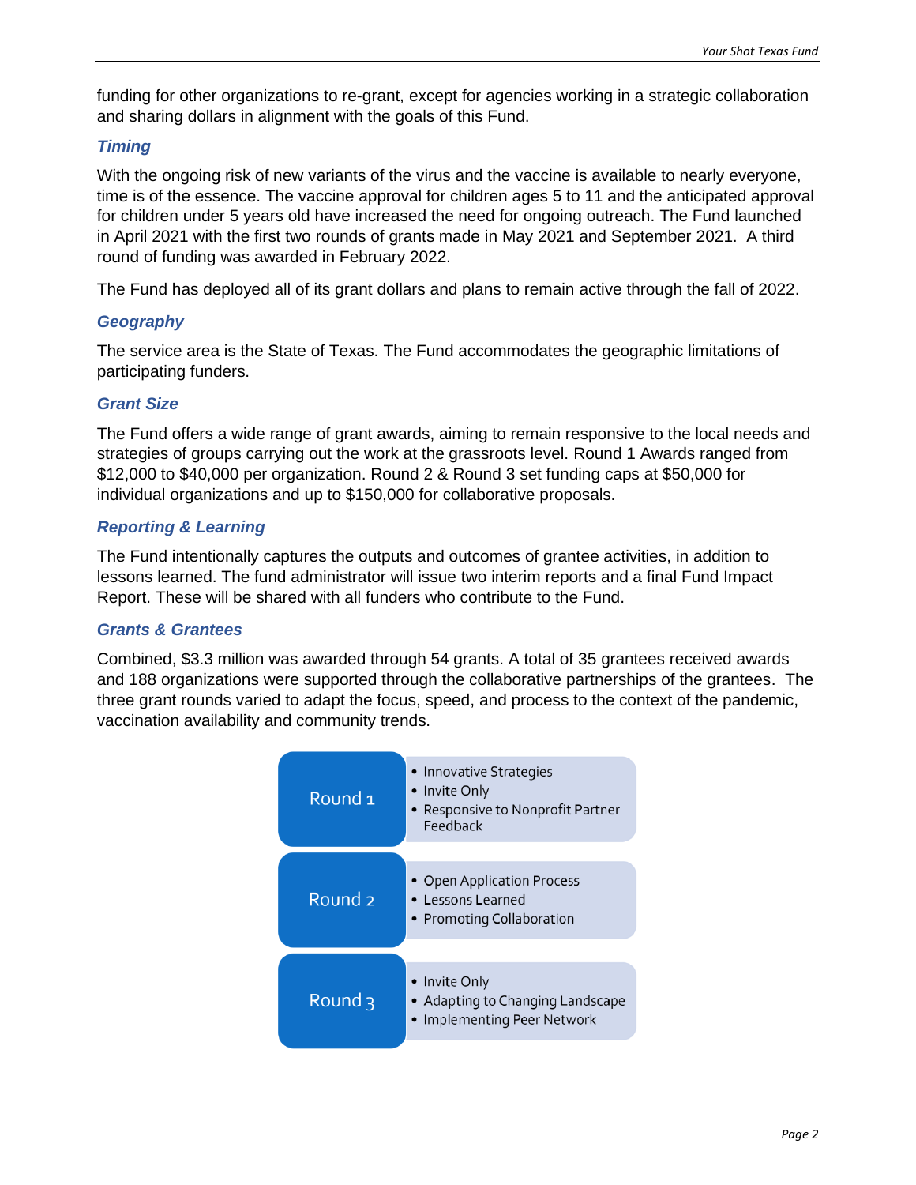funding for other organizations to re-grant, except for agencies working in a strategic collaboration and sharing dollars in alignment with the goals of this Fund.

### *Timing*

With the ongoing risk of new variants of the virus and the vaccine is available to nearly everyone, time is of the essence. The vaccine approval for children ages 5 to 11 and the anticipated approval for children under 5 years old have increased the need for ongoing outreach. The Fund launched in April 2021 with the first two rounds of grants made in May 2021 and September 2021. A third round of funding was awarded in February 2022.

The Fund has deployed all of its grant dollars and plans to remain active through the fall of 2022.

### *Geography*

The service area is the State of Texas. The Fund accommodates the geographic limitations of participating funders.

### *Grant Size*

The Fund offers a wide range of grant awards, aiming to remain responsive to the local needs and strategies of groups carrying out the work at the grassroots level. Round 1 Awards ranged from $12,000 to $40,000 per organization. Round 2 & Round 3 set funding caps at $50,000 for individual organizations and up to $150,000 for collaborative proposals.

### *Reporting & Learning*

The Fund intentionally captures the outputs and outcomes of grantee activities, in addition to lessons learned. The fund administrator will issue two interim reports and a final Fund Impact Report. These will be shared with all funders who contribute to the Fund.

### *Grants & Grantees*

Combined, $3.3 million was awarded through 54 grants. A total of 35 grantees received awards and 188 organizations were supported through the collaborative partnerships of the grantees. The three grant rounds varied to adapt the focus, speed, and process to the context of the pandemic, vaccination availability and community trends.

| Round | Characteristics |
|---|---|
| Round 1 | • Innovative Strategies<br>• Invite Only<br>• Responsive to Nonprofit Partner Feedback |
| Round 2 | • Open Application Process<br>• Lessons Learned<br>• Promoting Collaboration |
| Round 3 | • Invite Only<br>• Adapting to Changing Landscape<br>• Implementing Peer Network |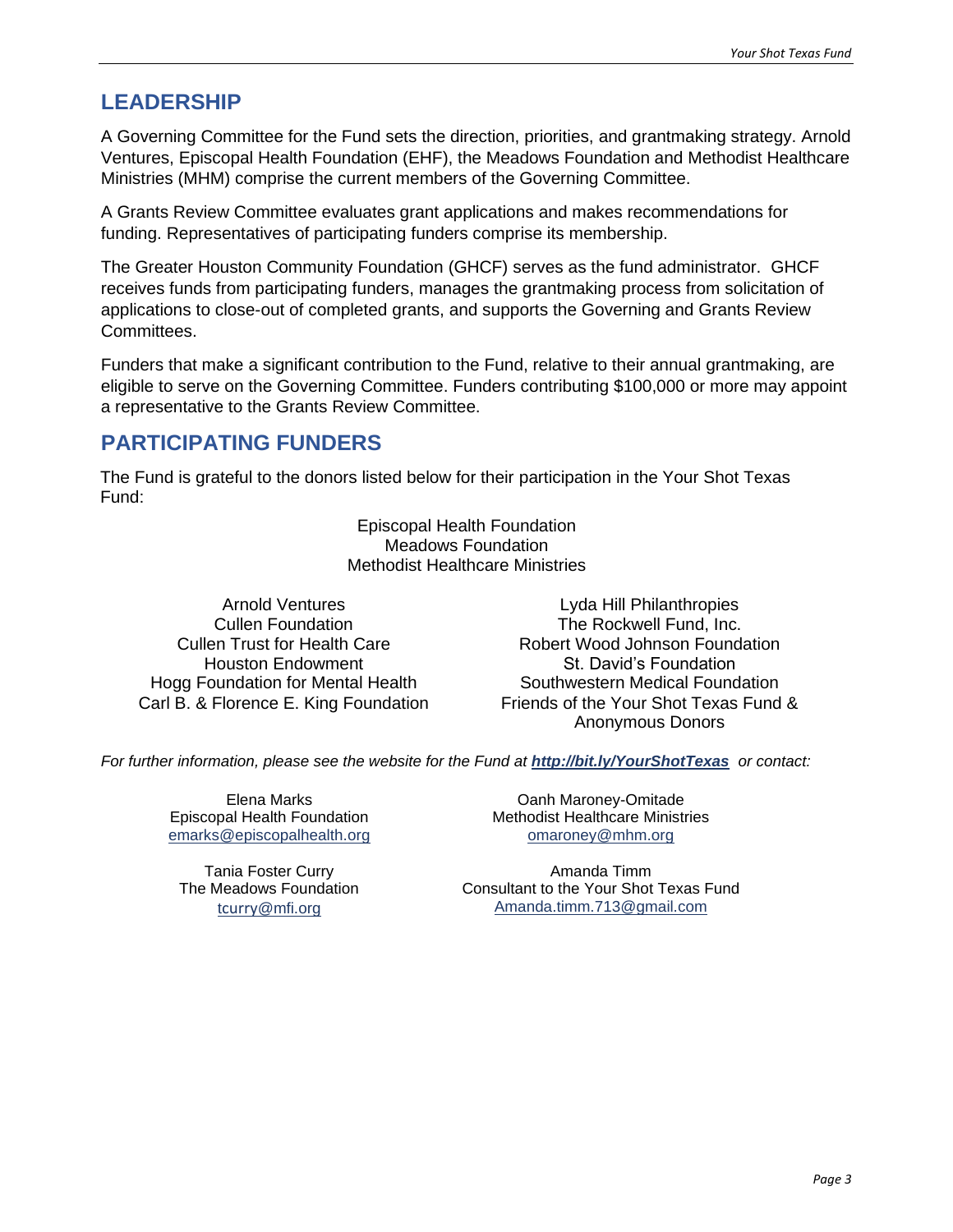## LEADERSHIP

A Governing Committee for the Fund sets the direction, priorities, and grantmaking strategy. Arnold Ventures, Episcopal Health Foundation (EHF), the Meadows Foundation and Methodist Healthcare Ministries (MHM) comprise the current members of the Governing Committee.

A Grants Review Committee evaluates grant applications and makes recommendations for funding. Representatives of participating funders comprise its membership.

The Greater Houston Community Foundation (GHCF) serves as the fund administrator. GHCF receives funds from participating funders, manages the grantmaking process from solicitation of applications to close-out of completed grants, and supports the Governing and Grants Review Committees.

Funders that make a significant contribution to the Fund, relative to their annual grantmaking, are eligible to serve on the Governing Committee. Funders contributing $100,000 or more may appoint a representative to the Grants Review Committee.

## PARTICIPATING FUNDERS

The Fund is grateful to the donors listed below for their participation in the Your Shot Texas Fund:

Episcopal Health Foundation
Meadows Foundation
Methodist Healthcare Ministries

Arnold Ventures
Cullen Foundation
Cullen Trust for Health Care
Houston Endowment
Hogg Foundation for Mental Health
Carl B. & Florence E. King Foundation

Lyda Hill Philanthropies
The Rockwell Fund, Inc.
Robert Wood Johnson Foundation
St. David's Foundation
Southwestern Medical Foundation
Friends of the Your Shot Texas Fund & Anonymous Donors

*For further information, please see the website for the Fund at* ***http://bit.ly/YourShotTexas*** *or contact:*

Elena Marks
Episcopal Health Foundation
emarks@episcopalhealth.org

Oanh Maroney-Omitade
Methodist Healthcare Ministries
omaroney@mhm.org

Tania Foster Curry
The Meadows Foundation
tcurry@mfi.org

Amanda Timm
Consultant to the Your Shot Texas Fund
Amanda.timm.713@gmail.com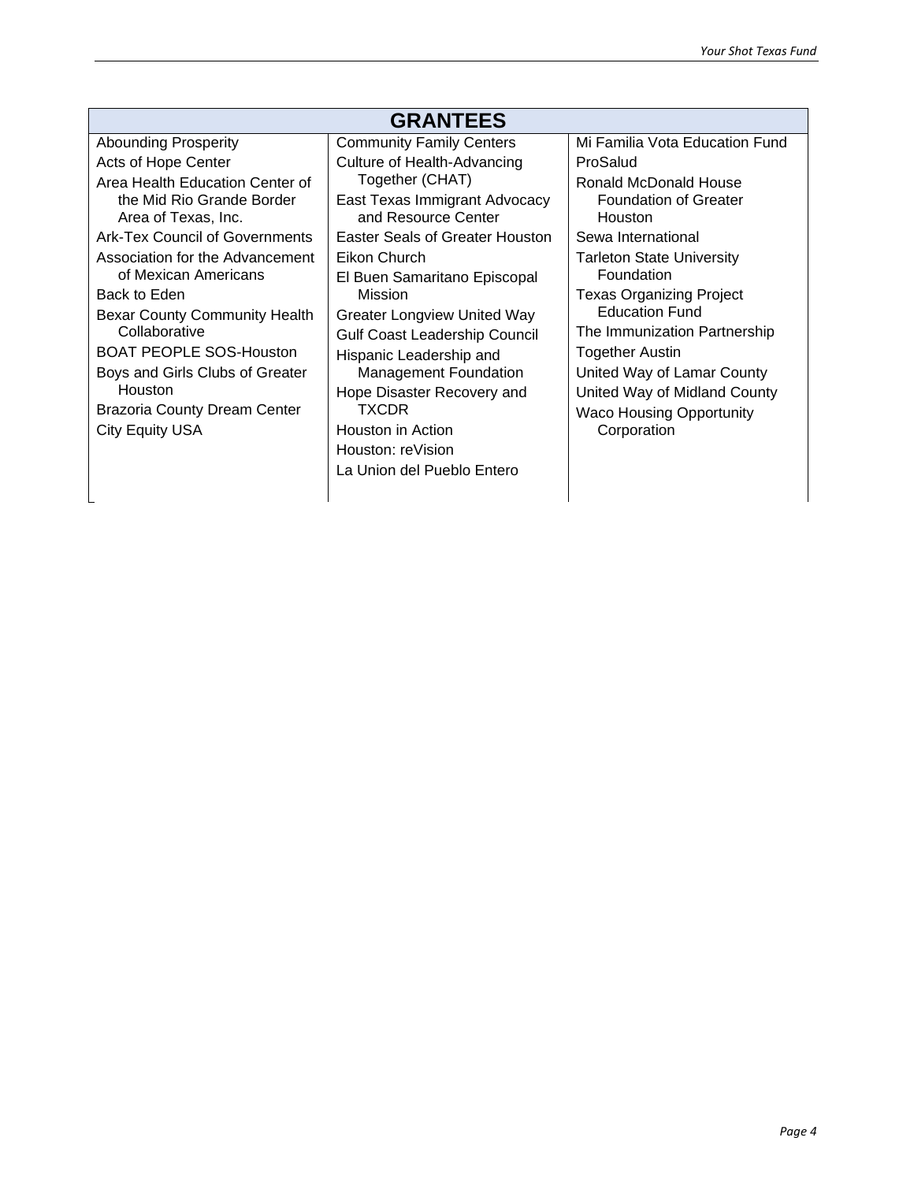## GRANTEES

- Abounding Prosperity
- Acts of Hope Center
- Area Health Education Center of the Mid Rio Grande Border Area of Texas, Inc.
- Ark-Tex Council of Governments
- Association for the Advancement of Mexican Americans
- Back to Eden
- Bexar County Community Health Collaborative
- BOAT PEOPLE SOS-Houston
- Boys and Girls Clubs of Greater Houston
- Brazoria County Dream Center
- City Equity USA
- Community Family Centers
- Culture of Health-Advancing Together (CHAT)
- East Texas Immigrant Advocacy and Resource Center
- Easter Seals of Greater Houston
- Eikon Church
- El Buen Samaritano Episcopal Mission
- Greater Longview United Way
- Gulf Coast Leadership Council
- Hispanic Leadership and Management Foundation
- Hope Disaster Recovery and TXCDR
- Houston in Action
- Houston: reVision
- La Union del Pueblo Entero
- Mi Familia Vota Education Fund
- ProSalud
- Ronald McDonald House Foundation of Greater Houston
- Sewa International
- Tarleton State University Foundation
- Texas Organizing Project Education Fund
- The Immunization Partnership
- Together Austin
- United Way of Lamar County
- United Way of Midland County
- Waco Housing Opportunity Corporation